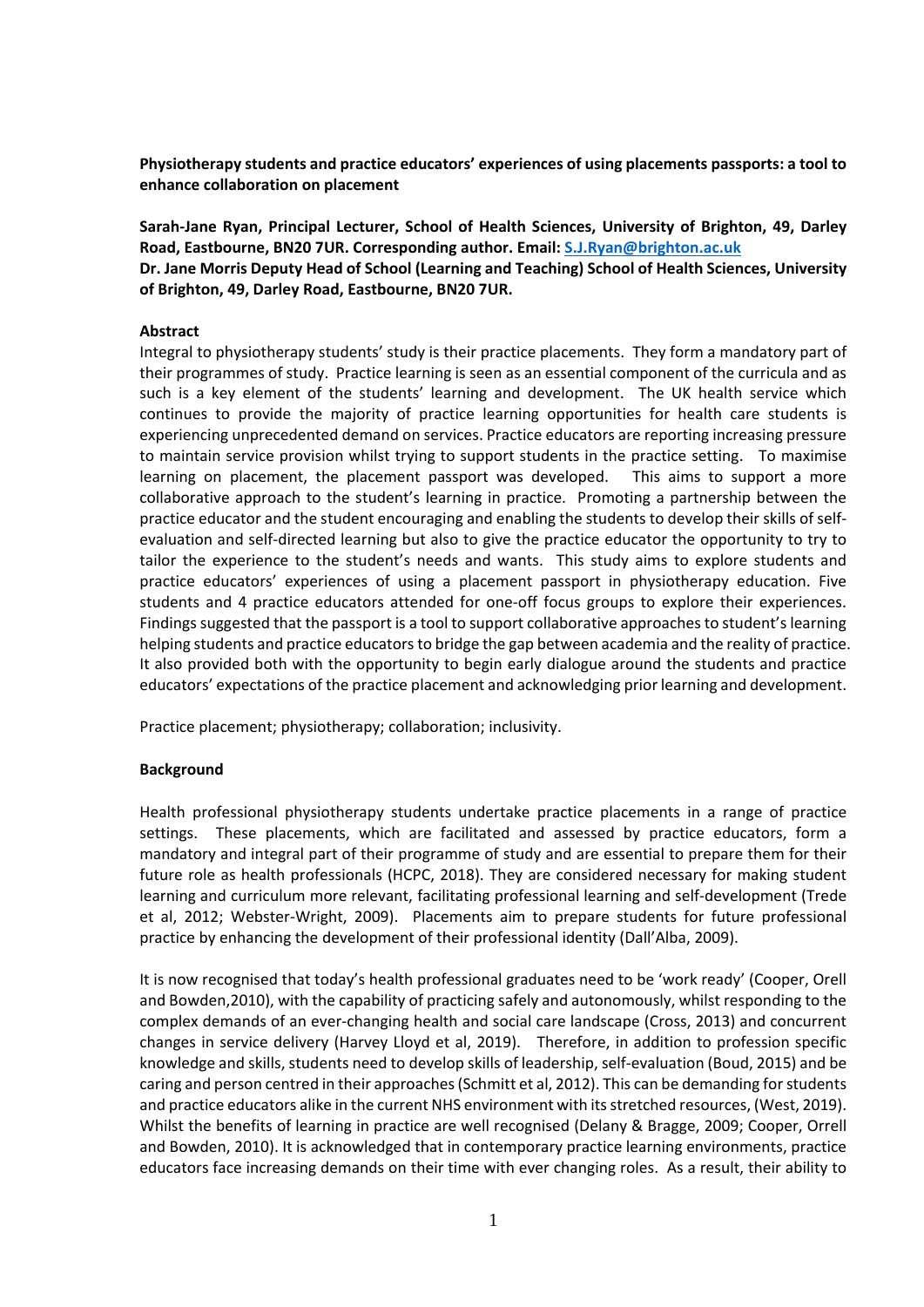**Physiotherapy students and practice educators' experiences of using placements passports: a tool to enhance collaboration on placement**

**Sarah-Jane Ryan, Principal Lecturer, School of Health Sciences, University of Brighton, 49, Darley Road, Eastbourne, BN20 7UR. Corresponding author. Email: S.J.Ryan@brighton.ac.uk**
**Dr. Jane Morris Deputy Head of School (Learning and Teaching) School of Health Sciences, University of Brighton, 49, Darley Road, Eastbourne, BN20 7UR.**

**Abstract**

Integral to physiotherapy students' study is their practice placements. They form a mandatory part of their programmes of study. Practice learning is seen as an essential component of the curricula and as such is a key element of the students' learning and development. The UK health service which continues to provide the majority of practice learning opportunities for health care students is experiencing unprecedented demand on services. Practice educators are reporting increasing pressure to maintain service provision whilst trying to support students in the practice setting. To maximise learning on placement, the placement passport was developed. This aims to support a more collaborative approach to the student's learning in practice. Promoting a partnership between the practice educator and the student encouraging and enabling the students to develop their skills of self-evaluation and self-directed learning but also to give the practice educator the opportunity to try to tailor the experience to the student's needs and wants. This study aims to explore students and practice educators' experiences of using a placement passport in physiotherapy education. Five students and 4 practice educators attended for one-off focus groups to explore their experiences. Findings suggested that the passport is a tool to support collaborative approaches to student's learning helping students and practice educators to bridge the gap between academia and the reality of practice. It also provided both with the opportunity to begin early dialogue around the students and practice educators' expectations of the practice placement and acknowledging prior learning and development.

Practice placement; physiotherapy; collaboration; inclusivity.

**Background**

Health professional physiotherapy students undertake practice placements in a range of practice settings. These placements, which are facilitated and assessed by practice educators, form a mandatory and integral part of their programme of study and are essential to prepare them for their future role as health professionals (HCPC, 2018). They are considered necessary for making student learning and curriculum more relevant, facilitating professional learning and self-development (Trede et al, 2012; Webster-Wright, 2009). Placements aim to prepare students for future professional practice by enhancing the development of their professional identity (Dall'Alba, 2009).

It is now recognised that today's health professional graduates need to be 'work ready' (Cooper, Orell and Bowden,2010), with the capability of practicing safely and autonomously, whilst responding to the complex demands of an ever-changing health and social care landscape (Cross, 2013) and concurrent changes in service delivery (Harvey Lloyd et al, 2019). Therefore, in addition to profession specific knowledge and skills, students need to develop skills of leadership, self-evaluation (Boud, 2015) and be caring and person centred in their approaches (Schmitt et al, 2012). This can be demanding for students and practice educators alike in the current NHS environment with its stretched resources, (West, 2019). Whilst the benefits of learning in practice are well recognised (Delany & Bragge, 2009; Cooper, Orrell and Bowden, 2010). It is acknowledged that in contemporary practice learning environments, practice educators face increasing demands on their time with ever changing roles. As a result, their ability to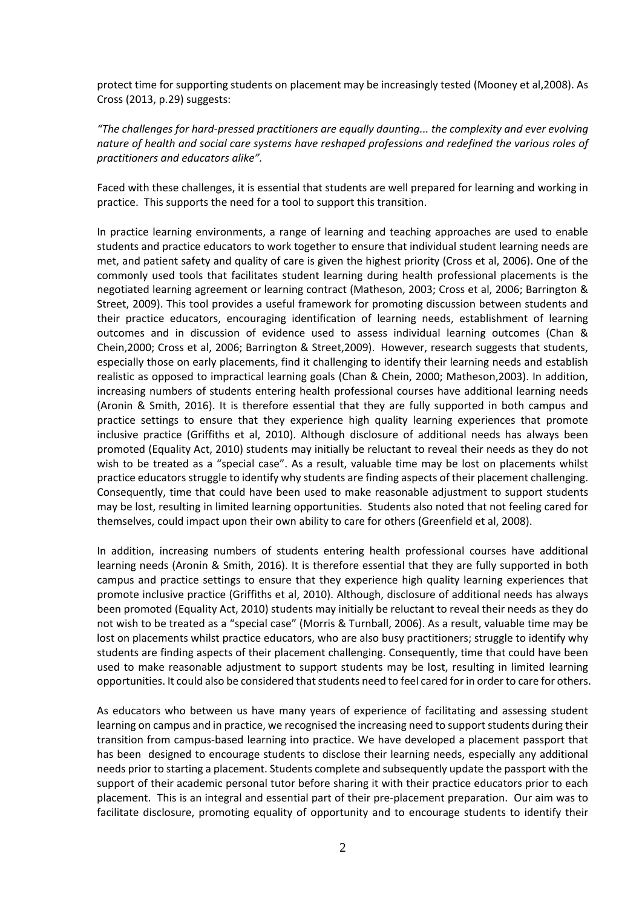protect time for supporting students on placement may be increasingly tested (Mooney et al,2008). As Cross (2013, p.29) suggests:

*"The challenges for hard-pressed practitioners are equally daunting... the complexity and ever evolving nature of health and social care systems have reshaped professions and redefined the various roles of practitioners and educators alike".*

Faced with these challenges, it is essential that students are well prepared for learning and working in practice. This supports the need for a tool to support this transition.

In practice learning environments, a range of learning and teaching approaches are used to enable students and practice educators to work together to ensure that individual student learning needs are met, and patient safety and quality of care is given the highest priority (Cross et al, 2006). One of the commonly used tools that facilitates student learning during health professional placements is the negotiated learning agreement or learning contract (Matheson, 2003; Cross et al, 2006; Barrington & Street, 2009). This tool provides a useful framework for promoting discussion between students and their practice educators, encouraging identification of learning needs, establishment of learning outcomes and in discussion of evidence used to assess individual learning outcomes (Chan & Chein,2000; Cross et al, 2006; Barrington & Street,2009). However, research suggests that students, especially those on early placements, find it challenging to identify their learning needs and establish realistic as opposed to impractical learning goals (Chan & Chein, 2000; Matheson,2003). In addition, increasing numbers of students entering health professional courses have additional learning needs (Aronin & Smith, 2016). It is therefore essential that they are fully supported in both campus and practice settings to ensure that they experience high quality learning experiences that promote inclusive practice (Griffiths et al, 2010). Although disclosure of additional needs has always been promoted (Equality Act, 2010) students may initially be reluctant to reveal their needs as they do not wish to be treated as a "special case". As a result, valuable time may be lost on placements whilst practice educators struggle to identify why students are finding aspects of their placement challenging. Consequently, time that could have been used to make reasonable adjustment to support students may be lost, resulting in limited learning opportunities. Students also noted that not feeling cared for themselves, could impact upon their own ability to care for others (Greenfield et al, 2008).

In addition, increasing numbers of students entering health professional courses have additional learning needs (Aronin & Smith, 2016). It is therefore essential that they are fully supported in both campus and practice settings to ensure that they experience high quality learning experiences that promote inclusive practice (Griffiths et al, 2010). Although, disclosure of additional needs has always been promoted (Equality Act, 2010) students may initially be reluctant to reveal their needs as they do not wish to be treated as a "special case" (Morris & Turnball, 2006). As a result, valuable time may be lost on placements whilst practice educators, who are also busy practitioners; struggle to identify why students are finding aspects of their placement challenging. Consequently, time that could have been used to make reasonable adjustment to support students may be lost, resulting in limited learning opportunities. It could also be considered that students need to feel cared for in order to care for others.

As educators who between us have many years of experience of facilitating and assessing student learning on campus and in practice, we recognised the increasing need to support students during their transition from campus-based learning into practice. We have developed a placement passport that has been designed to encourage students to disclose their learning needs, especially any additional needs prior to starting a placement. Students complete and subsequently update the passport with the support of their academic personal tutor before sharing it with their practice educators prior to each placement. This is an integral and essential part of their pre-placement preparation. Our aim was to facilitate disclosure, promoting equality of opportunity and to encourage students to identify their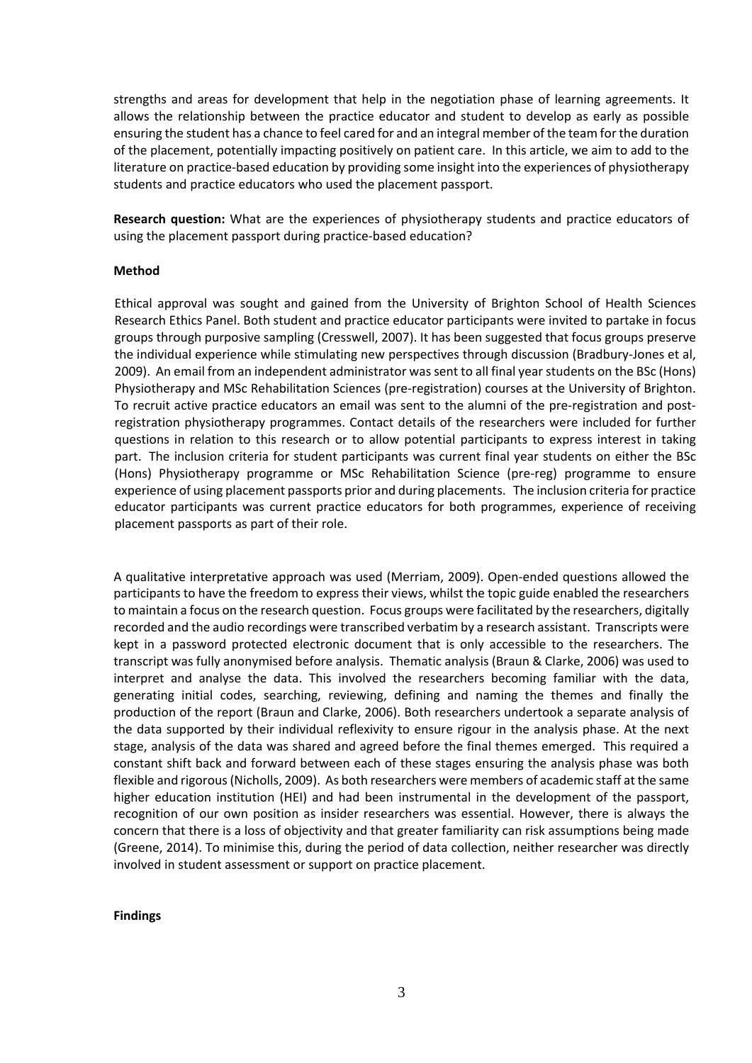strengths and areas for development that help in the negotiation phase of learning agreements. It allows the relationship between the practice educator and student to develop as early as possible ensuring the student has a chance to feel cared for and an integral member of the team for the duration of the placement, potentially impacting positively on patient care. In this article, we aim to add to the literature on practice-based education by providing some insight into the experiences of physiotherapy students and practice educators who used the placement passport.

**Research question:** What are the experiences of physiotherapy students and practice educators of using the placement passport during practice-based education?

**Method**

Ethical approval was sought and gained from the University of Brighton School of Health Sciences Research Ethics Panel. Both student and practice educator participants were invited to partake in focus groups through purposive sampling (Cresswell, 2007). It has been suggested that focus groups preserve the individual experience while stimulating new perspectives through discussion (Bradbury-Jones et al, 2009). An email from an independent administrator was sent to all final year students on the BSc (Hons) Physiotherapy and MSc Rehabilitation Sciences (pre-registration) courses at the University of Brighton. To recruit active practice educators an email was sent to the alumni of the pre-registration and post-registration physiotherapy programmes. Contact details of the researchers were included for further questions in relation to this research or to allow potential participants to express interest in taking part. The inclusion criteria for student participants was current final year students on either the BSc (Hons) Physiotherapy programme or MSc Rehabilitation Science (pre-reg) programme to ensure experience of using placement passports prior and during placements. The inclusion criteria for practice educator participants was current practice educators for both programmes, experience of receiving placement passports as part of their role.

A qualitative interpretative approach was used (Merriam, 2009). Open-ended questions allowed the participants to have the freedom to express their views, whilst the topic guide enabled the researchers to maintain a focus on the research question. Focus groups were facilitated by the researchers, digitally recorded and the audio recordings were transcribed verbatim by a research assistant. Transcripts were kept in a password protected electronic document that is only accessible to the researchers. The transcript was fully anonymised before analysis. Thematic analysis (Braun & Clarke, 2006) was used to interpret and analyse the data. This involved the researchers becoming familiar with the data, generating initial codes, searching, reviewing, defining and naming the themes and finally the production of the report (Braun and Clarke, 2006). Both researchers undertook a separate analysis of the data supported by their individual reflexivity to ensure rigour in the analysis phase. At the next stage, analysis of the data was shared and agreed before the final themes emerged. This required a constant shift back and forward between each of these stages ensuring the analysis phase was both flexible and rigorous (Nicholls, 2009). As both researchers were members of academic staff at the same higher education institution (HEI) and had been instrumental in the development of the passport, recognition of our own position as insider researchers was essential. However, there is always the concern that there is a loss of objectivity and that greater familiarity can risk assumptions being made (Greene, 2014). To minimise this, during the period of data collection, neither researcher was directly involved in student assessment or support on practice placement.

**Findings**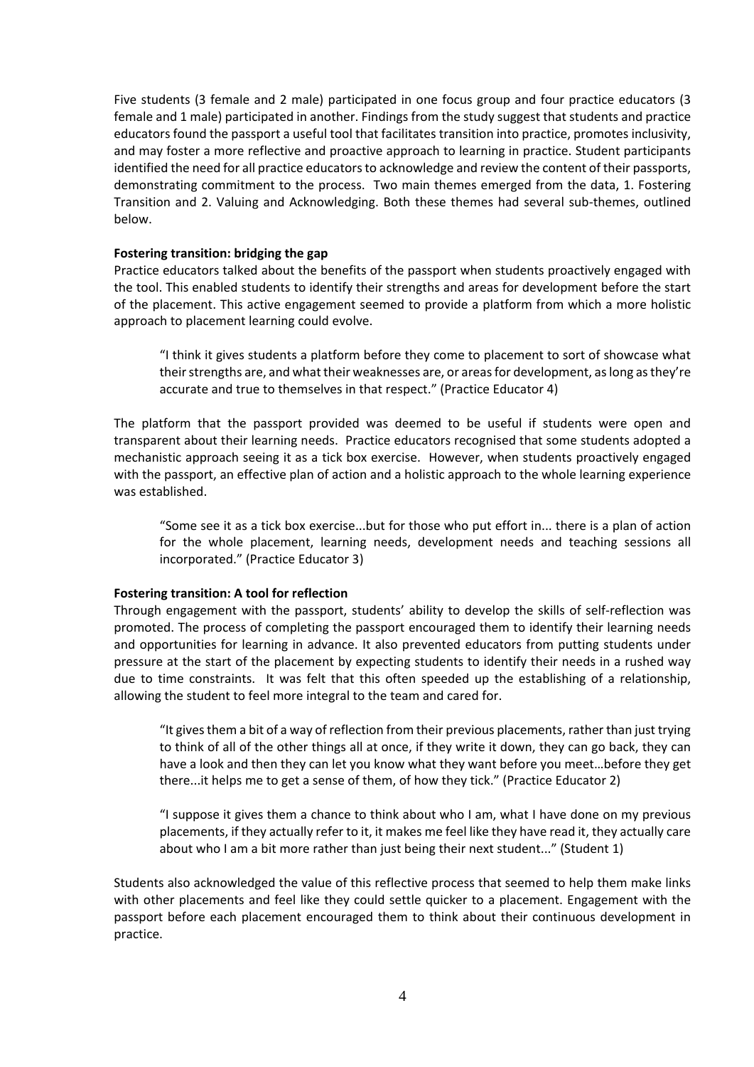Five students (3 female and 2 male) participated in one focus group and four practice educators (3 female and 1 male) participated in another. Findings from the study suggest that students and practice educators found the passport a useful tool that facilitates transition into practice, promotes inclusivity, and may foster a more reflective and proactive approach to learning in practice. Student participants identified the need for all practice educators to acknowledge and review the content of their passports, demonstrating commitment to the process. Two main themes emerged from the data, 1. Fostering Transition and 2. Valuing and Acknowledging. Both these themes had several sub-themes, outlined below.

**Fostering transition: bridging the gap**

Practice educators talked about the benefits of the passport when students proactively engaged with the tool. This enabled students to identify their strengths and areas for development before the start of the placement. This active engagement seemed to provide a platform from which a more holistic approach to placement learning could evolve.

> "I think it gives students a platform before they come to placement to sort of showcase what their strengths are, and what their weaknesses are, or areas for development, as long as they're accurate and true to themselves in that respect." (Practice Educator 4)

The platform that the passport provided was deemed to be useful if students were open and transparent about their learning needs. Practice educators recognised that some students adopted a mechanistic approach seeing it as a tick box exercise. However, when students proactively engaged with the passport, an effective plan of action and a holistic approach to the whole learning experience was established.

> "Some see it as a tick box exercise...but for those who put effort in... there is a plan of action for the whole placement, learning needs, development needs and teaching sessions all incorporated." (Practice Educator 3)

**Fostering transition: A tool for reflection**

Through engagement with the passport, students' ability to develop the skills of self-reflection was promoted. The process of completing the passport encouraged them to identify their learning needs and opportunities for learning in advance. It also prevented educators from putting students under pressure at the start of the placement by expecting students to identify their needs in a rushed way due to time constraints. It was felt that this often speeded up the establishing of a relationship, allowing the student to feel more integral to the team and cared for.

> "It gives them a bit of a way of reflection from their previous placements, rather than just trying to think of all of the other things all at once, if they write it down, they can go back, they can have a look and then they can let you know what they want before you meet…before they get there...it helps me to get a sense of them, of how they tick." (Practice Educator 2)

> "I suppose it gives them a chance to think about who I am, what I have done on my previous placements, if they actually refer to it, it makes me feel like they have read it, they actually care about who I am a bit more rather than just being their next student..." (Student 1)

Students also acknowledged the value of this reflective process that seemed to help them make links with other placements and feel like they could settle quicker to a placement. Engagement with the passport before each placement encouraged them to think about their continuous development in practice.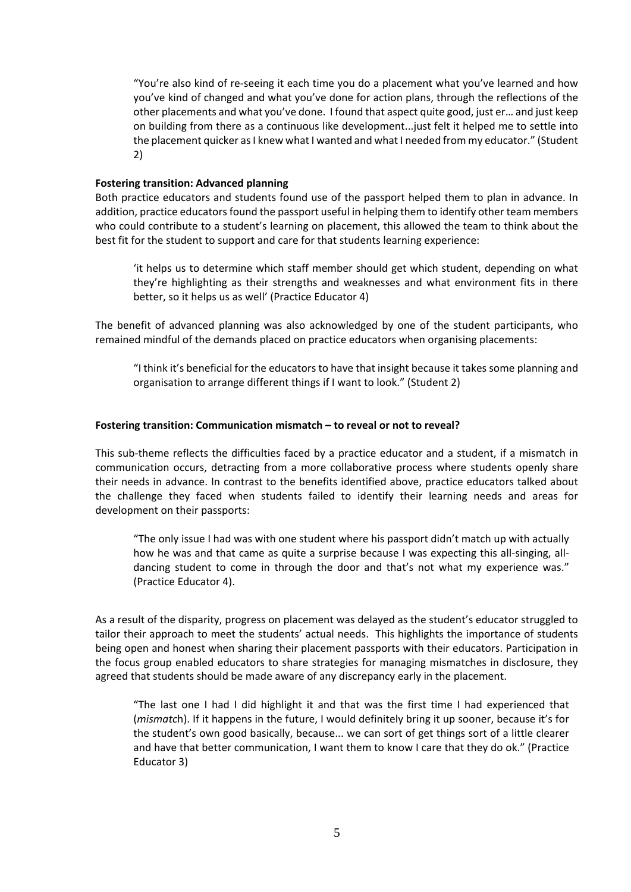> "You're also kind of re-seeing it each time you do a placement what you've learned and how you've kind of changed and what you've done for action plans, through the reflections of the other placements and what you've done. I found that aspect quite good, just er… and just keep on building from there as a continuous like development...just felt it helped me to settle into the placement quicker as I knew what I wanted and what I needed from my educator." (Student 2)

**Fostering transition: Advanced planning**

Both practice educators and students found use of the passport helped them to plan in advance. In addition, practice educators found the passport useful in helping them to identify other team members who could contribute to a student's learning on placement, this allowed the team to think about the best fit for the student to support and care for that students learning experience:

> 'it helps us to determine which staff member should get which student, depending on what they're highlighting as their strengths and weaknesses and what environment fits in there better, so it helps us as well' (Practice Educator 4)

The benefit of advanced planning was also acknowledged by one of the student participants, who remained mindful of the demands placed on practice educators when organising placements:

> "I think it's beneficial for the educators to have that insight because it takes some planning and organisation to arrange different things if I want to look." (Student 2)

**Fostering transition: Communication mismatch – to reveal or not to reveal?**

This sub-theme reflects the difficulties faced by a practice educator and a student, if a mismatch in communication occurs, detracting from a more collaborative process where students openly share their needs in advance. In contrast to the benefits identified above, practice educators talked about the challenge they faced when students failed to identify their learning needs and areas for development on their passports:

> "The only issue I had was with one student where his passport didn't match up with actually how he was and that came as quite a surprise because I was expecting this all-singing, all-dancing student to come in through the door and that's not what my experience was." (Practice Educator 4).

As a result of the disparity, progress on placement was delayed as the student's educator struggled to tailor their approach to meet the students' actual needs. This highlights the importance of students being open and honest when sharing their placement passports with their educators. Participation in the focus group enabled educators to share strategies for managing mismatches in disclosure, they agreed that students should be made aware of any discrepancy early in the placement.

> "The last one I had I did highlight it and that was the first time I had experienced that (*mismatc*h). If it happens in the future, I would definitely bring it up sooner, because it's for the student's own good basically, because... we can sort of get things sort of a little clearer and have that better communication, I want them to know I care that they do ok." (Practice Educator 3)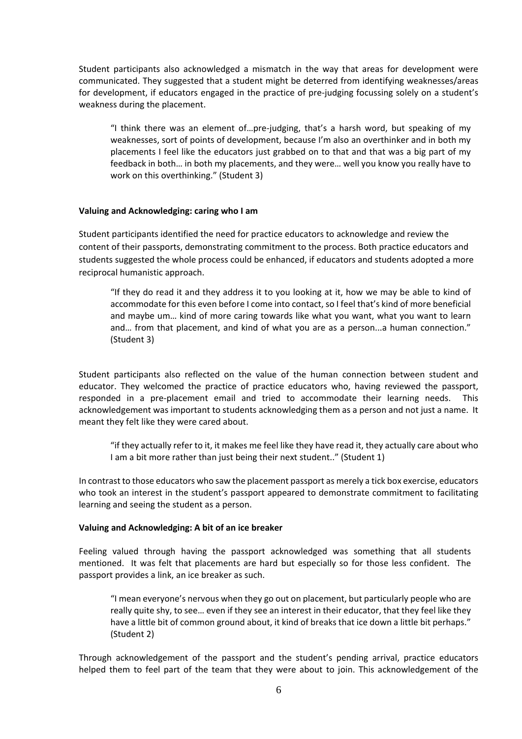Student participants also acknowledged a mismatch in the way that areas for development were communicated. They suggested that a student might be deterred from identifying weaknesses/areas for development, if educators engaged in the practice of pre-judging focussing solely on a student's weakness during the placement.

> "I think there was an element of…pre-judging, that's a harsh word, but speaking of my weaknesses, sort of points of development, because I'm also an overthinker and in both my placements I feel like the educators just grabbed on to that and that was a big part of my feedback in both… in both my placements, and they were… well you know you really have to work on this overthinking." (Student 3)

**Valuing and Acknowledging: caring who I am**

Student participants identified the need for practice educators to acknowledge and review the content of their passports, demonstrating commitment to the process. Both practice educators and students suggested the whole process could be enhanced, if educators and students adopted a more reciprocal humanistic approach.

> "If they do read it and they address it to you looking at it, how we may be able to kind of accommodate for this even before I come into contact, so I feel that's kind of more beneficial and maybe um… kind of more caring towards like what you want, what you want to learn and… from that placement, and kind of what you are as a person...a human connection." (Student 3)

Student participants also reflected on the value of the human connection between student and educator. They welcomed the practice of practice educators who, having reviewed the passport, responded in a pre-placement email and tried to accommodate their learning needs. This acknowledgement was important to students acknowledging them as a person and not just a name. It meant they felt like they were cared about.

> "if they actually refer to it, it makes me feel like they have read it, they actually care about who I am a bit more rather than just being their next student.." (Student 1)

In contrast to those educators who saw the placement passport as merely a tick box exercise, educators who took an interest in the student's passport appeared to demonstrate commitment to facilitating learning and seeing the student as a person.

**Valuing and Acknowledging: A bit of an ice breaker**

Feeling valued through having the passport acknowledged was something that all students mentioned. It was felt that placements are hard but especially so for those less confident. The passport provides a link, an ice breaker as such.

> "I mean everyone's nervous when they go out on placement, but particularly people who are really quite shy, to see… even if they see an interest in their educator, that they feel like they have a little bit of common ground about, it kind of breaks that ice down a little bit perhaps." (Student 2)

Through acknowledgement of the passport and the student's pending arrival, practice educators helped them to feel part of the team that they were about to join. This acknowledgement of the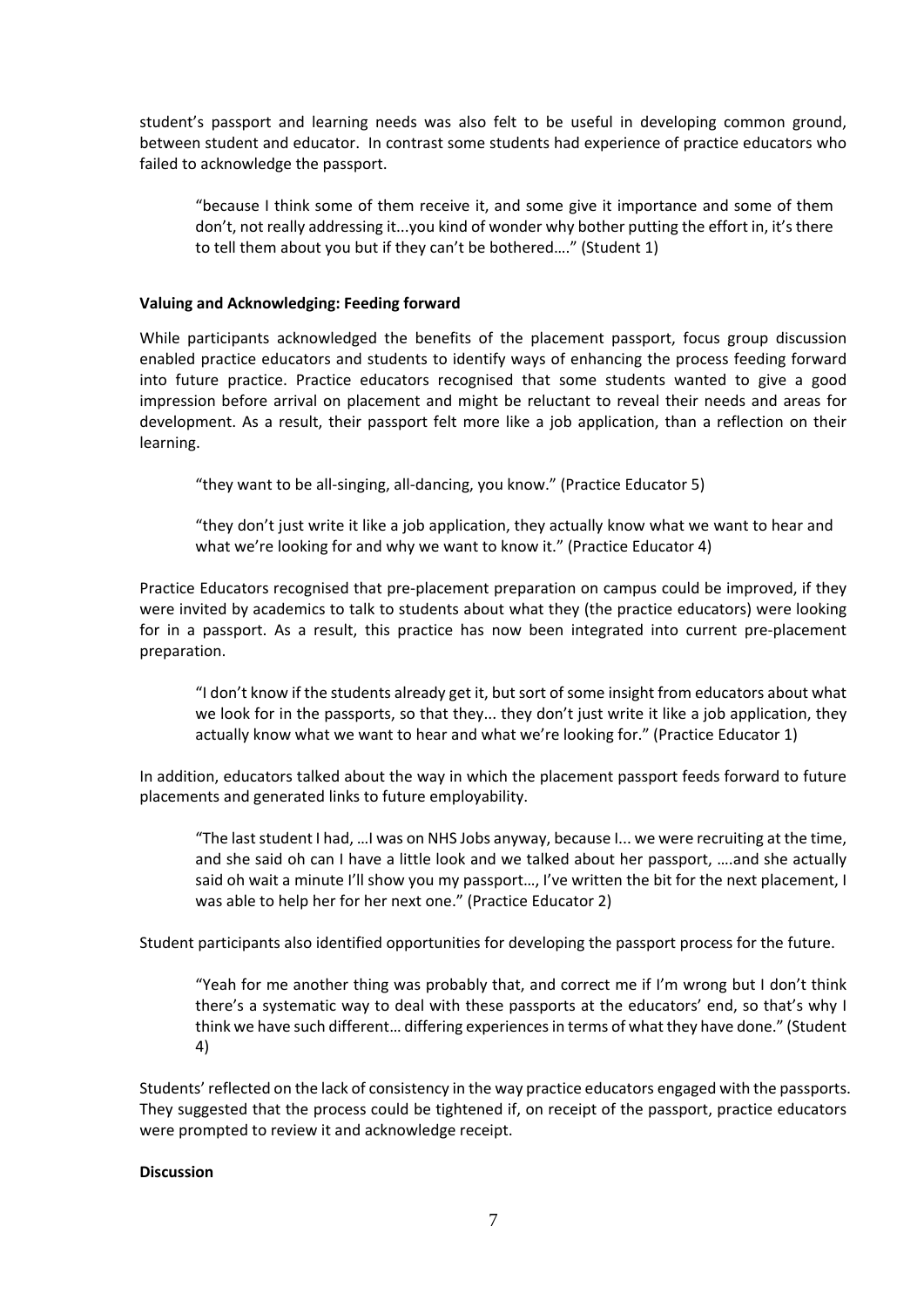student's passport and learning needs was also felt to be useful in developing common ground, between student and educator. In contrast some students had experience of practice educators who failed to acknowledge the passport.

> "because I think some of them receive it, and some give it importance and some of them don't, not really addressing it...you kind of wonder why bother putting the effort in, it's there to tell them about you but if they can't be bothered…." (Student 1)

**Valuing and Acknowledging: Feeding forward**

While participants acknowledged the benefits of the placement passport, focus group discussion enabled practice educators and students to identify ways of enhancing the process feeding forward into future practice. Practice educators recognised that some students wanted to give a good impression before arrival on placement and might be reluctant to reveal their needs and areas for development. As a result, their passport felt more like a job application, than a reflection on their learning.

> "they want to be all-singing, all-dancing, you know." (Practice Educator 5)

> "they don't just write it like a job application, they actually know what we want to hear and what we're looking for and why we want to know it." (Practice Educator 4)

Practice Educators recognised that pre-placement preparation on campus could be improved, if they were invited by academics to talk to students about what they (the practice educators) were looking for in a passport. As a result, this practice has now been integrated into current pre-placement preparation.

> "I don't know if the students already get it, but sort of some insight from educators about what we look for in the passports, so that they... they don't just write it like a job application, they actually know what we want to hear and what we're looking for." (Practice Educator 1)

In addition, educators talked about the way in which the placement passport feeds forward to future placements and generated links to future employability.

> "The last student I had, …I was on NHS Jobs anyway, because I... we were recruiting at the time, and she said oh can I have a little look and we talked about her passport, ….and she actually said oh wait a minute I'll show you my passport…, I've written the bit for the next placement, I was able to help her for her next one." (Practice Educator 2)

Student participants also identified opportunities for developing the passport process for the future.

> "Yeah for me another thing was probably that, and correct me if I'm wrong but I don't think there's a systematic way to deal with these passports at the educators' end, so that's why I think we have such different… differing experiences in terms of what they have done." (Student 4)

Students' reflected on the lack of consistency in the way practice educators engaged with the passports. They suggested that the process could be tightened if, on receipt of the passport, practice educators were prompted to review it and acknowledge receipt.

**Discussion**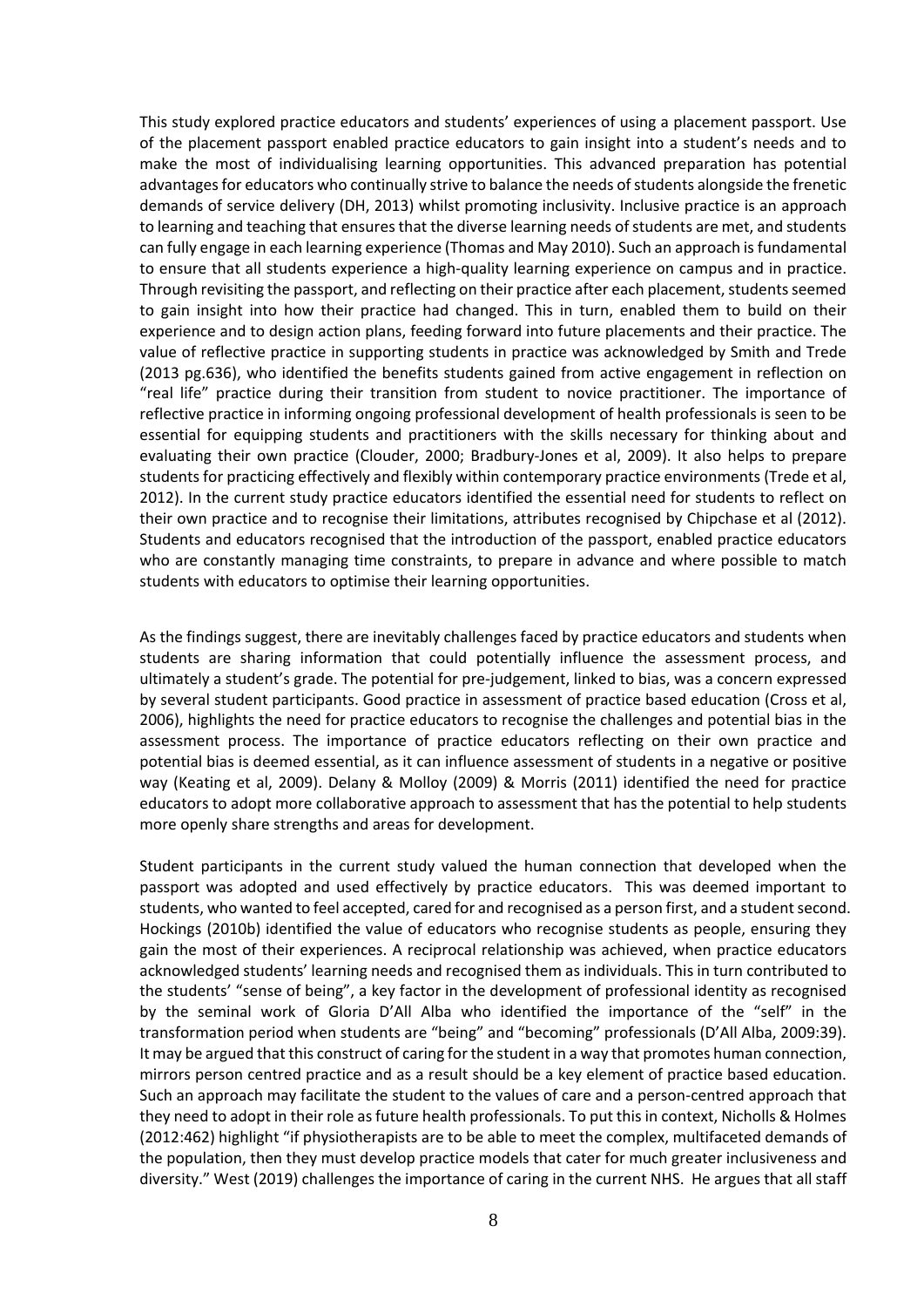This study explored practice educators and students' experiences of using a placement passport. Use of the placement passport enabled practice educators to gain insight into a student's needs and to make the most of individualising learning opportunities. This advanced preparation has potential advantages for educators who continually strive to balance the needs of students alongside the frenetic demands of service delivery (DH, 2013) whilst promoting inclusivity. Inclusive practice is an approach to learning and teaching that ensures that the diverse learning needs of students are met, and students can fully engage in each learning experience (Thomas and May 2010). Such an approach is fundamental to ensure that all students experience a high-quality learning experience on campus and in practice. Through revisiting the passport, and reflecting on their practice after each placement, students seemed to gain insight into how their practice had changed. This in turn, enabled them to build on their experience and to design action plans, feeding forward into future placements and their practice. The value of reflective practice in supporting students in practice was acknowledged by Smith and Trede (2013 pg.636), who identified the benefits students gained from active engagement in reflection on "real life" practice during their transition from student to novice practitioner. The importance of reflective practice in informing ongoing professional development of health professionals is seen to be essential for equipping students and practitioners with the skills necessary for thinking about and evaluating their own practice (Clouder, 2000; Bradbury-Jones et al, 2009). It also helps to prepare students for practicing effectively and flexibly within contemporary practice environments (Trede et al, 2012). In the current study practice educators identified the essential need for students to reflect on their own practice and to recognise their limitations, attributes recognised by Chipchase et al (2012). Students and educators recognised that the introduction of the passport, enabled practice educators who are constantly managing time constraints, to prepare in advance and where possible to match students with educators to optimise their learning opportunities.

As the findings suggest, there are inevitably challenges faced by practice educators and students when students are sharing information that could potentially influence the assessment process, and ultimately a student's grade. The potential for pre-judgement, linked to bias, was a concern expressed by several student participants. Good practice in assessment of practice based education (Cross et al, 2006), highlights the need for practice educators to recognise the challenges and potential bias in the assessment process. The importance of practice educators reflecting on their own practice and potential bias is deemed essential, as it can influence assessment of students in a negative or positive way (Keating et al, 2009). Delany & Molloy (2009) & Morris (2011) identified the need for practice educators to adopt more collaborative approach to assessment that has the potential to help students more openly share strengths and areas for development.

Student participants in the current study valued the human connection that developed when the passport was adopted and used effectively by practice educators. This was deemed important to students, who wanted to feel accepted, cared for and recognised as a person first, and a student second. Hockings (2010b) identified the value of educators who recognise students as people, ensuring they gain the most of their experiences. A reciprocal relationship was achieved, when practice educators acknowledged students' learning needs and recognised them as individuals. This in turn contributed to the students' "sense of being", a key factor in the development of professional identity as recognised by the seminal work of Gloria D'All Alba who identified the importance of the "self" in the transformation period when students are "being" and "becoming" professionals (D'All Alba, 2009:39). It may be argued that this construct of caring for the student in a way that promotes human connection, mirrors person centred practice and as a result should be a key element of practice based education. Such an approach may facilitate the student to the values of care and a person-centred approach that they need to adopt in their role as future health professionals. To put this in context, Nicholls & Holmes (2012:462) highlight "if physiotherapists are to be able to meet the complex, multifaceted demands of the population, then they must develop practice models that cater for much greater inclusiveness and diversity." West (2019) challenges the importance of caring in the current NHS. He argues that all staff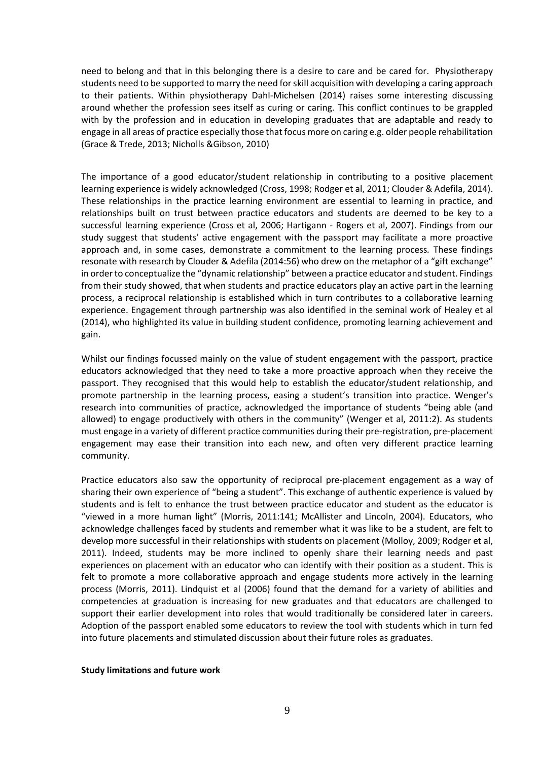need to belong and that in this belonging there is a desire to care and be cared for. Physiotherapy students need to be supported to marry the need for skill acquisition with developing a caring approach to their patients. Within physiotherapy Dahl-Michelsen (2014) raises some interesting discussing around whether the profession sees itself as curing or caring. This conflict continues to be grappled with by the profession and in education in developing graduates that are adaptable and ready to engage in all areas of practice especially those that focus more on caring e.g. older people rehabilitation (Grace & Trede, 2013; Nicholls &Gibson, 2010)

The importance of a good educator/student relationship in contributing to a positive placement learning experience is widely acknowledged (Cross, 1998; Rodger et al, 2011; Clouder & Adefila, 2014). These relationships in the practice learning environment are essential to learning in practice, and relationships built on trust between practice educators and students are deemed to be key to a successful learning experience (Cross et al, 2006; Hartigann - Rogers et al, 2007). Findings from our study suggest that students' active engagement with the passport may facilitate a more proactive approach and, in some cases, demonstrate a commitment to the learning process. These findings resonate with research by Clouder & Adefila (2014:56) who drew on the metaphor of a "gift exchange" in order to conceptualize the "dynamic relationship" between a practice educator and student. Findings from their study showed, that when students and practice educators play an active part in the learning process, a reciprocal relationship is established which in turn contributes to a collaborative learning experience. Engagement through partnership was also identified in the seminal work of Healey et al (2014), who highlighted its value in building student confidence, promoting learning achievement and gain.

Whilst our findings focussed mainly on the value of student engagement with the passport, practice educators acknowledged that they need to take a more proactive approach when they receive the passport. They recognised that this would help to establish the educator/student relationship, and promote partnership in the learning process, easing a student's transition into practice. Wenger's research into communities of practice, acknowledged the importance of students "being able (and allowed) to engage productively with others in the community" (Wenger et al, 2011:2). As students must engage in a variety of different practice communities during their pre-registration, pre-placement engagement may ease their transition into each new, and often very different practice learning community.

Practice educators also saw the opportunity of reciprocal pre-placement engagement as a way of sharing their own experience of "being a student". This exchange of authentic experience is valued by students and is felt to enhance the trust between practice educator and student as the educator is "viewed in a more human light" (Morris, 2011:141; McAllister and Lincoln, 2004). Educators, who acknowledge challenges faced by students and remember what it was like to be a student, are felt to develop more successful in their relationships with students on placement (Molloy, 2009; Rodger et al, 2011). Indeed, students may be more inclined to openly share their learning needs and past experiences on placement with an educator who can identify with their position as a student. This is felt to promote a more collaborative approach and engage students more actively in the learning process (Morris, 2011). Lindquist et al (2006) found that the demand for a variety of abilities and competencies at graduation is increasing for new graduates and that educators are challenged to support their earlier development into roles that would traditionally be considered later in careers. Adoption of the passport enabled some educators to review the tool with students which in turn fed into future placements and stimulated discussion about their future roles as graduates.

**Study limitations and future work**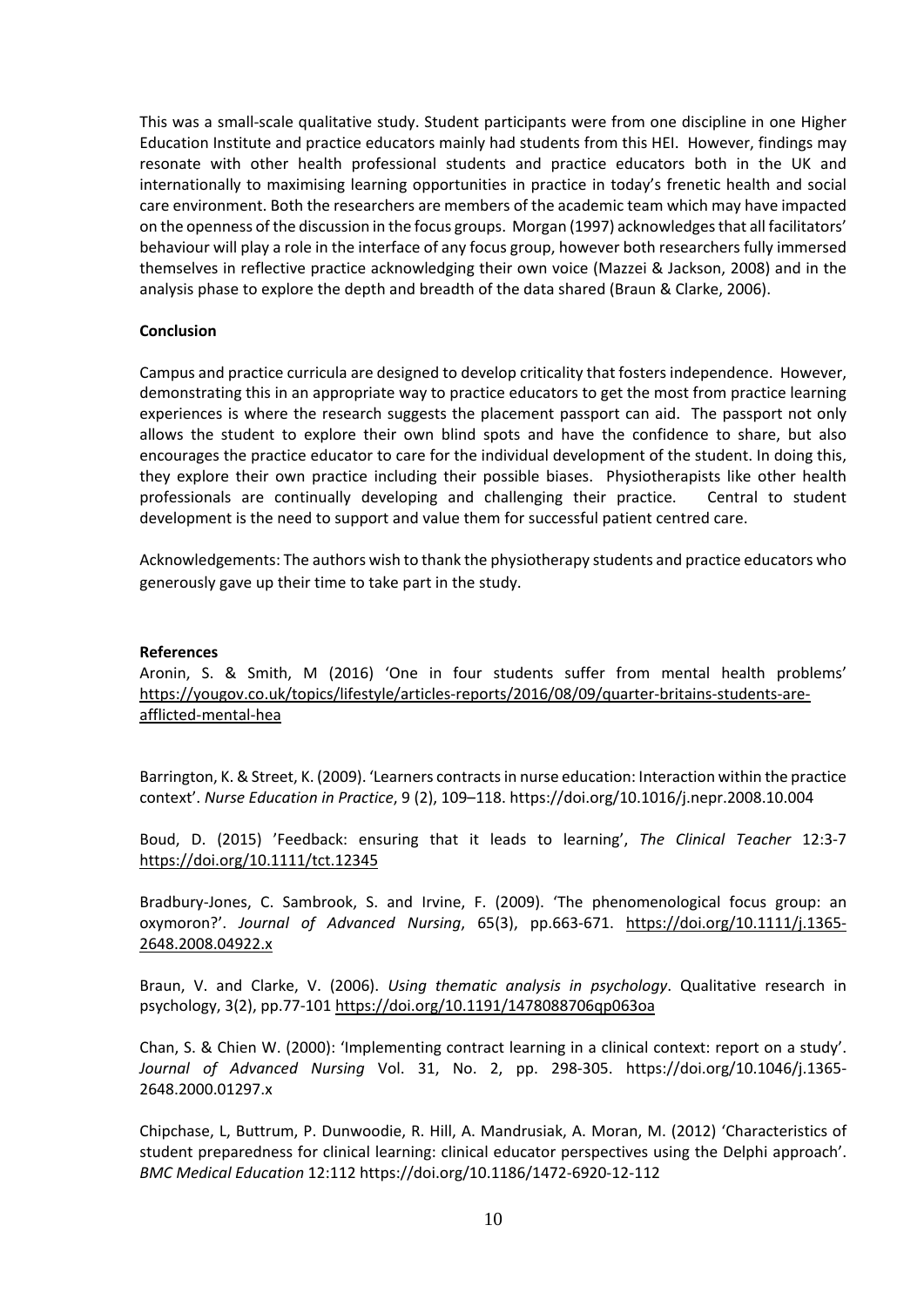This was a small-scale qualitative study. Student participants were from one discipline in one Higher Education Institute and practice educators mainly had students from this HEI. However, findings may resonate with other health professional students and practice educators both in the UK and internationally to maximising learning opportunities in practice in today's frenetic health and social care environment. Both the researchers are members of the academic team which may have impacted on the openness of the discussion in the focus groups. Morgan (1997) acknowledges that all facilitators' behaviour will play a role in the interface of any focus group, however both researchers fully immersed themselves in reflective practice acknowledging their own voice (Mazzei & Jackson, 2008) and in the analysis phase to explore the depth and breadth of the data shared (Braun & Clarke, 2006).

**Conclusion**

Campus and practice curricula are designed to develop criticality that fosters independence. However, demonstrating this in an appropriate way to practice educators to get the most from practice learning experiences is where the research suggests the placement passport can aid. The passport not only allows the student to explore their own blind spots and have the confidence to share, but also encourages the practice educator to care for the individual development of the student. In doing this, they explore their own practice including their possible biases. Physiotherapists like other health professionals are continually developing and challenging their practice. Central to student development is the need to support and value them for successful patient centred care.

Acknowledgements: The authors wish to thank the physiotherapy students and practice educators who generously gave up their time to take part in the study.

**References**

Aronin, S. & Smith, M (2016) 'One in four students suffer from mental health problems' https://yougov.co.uk/topics/lifestyle/articles-reports/2016/08/09/quarter-britains-students-are-afflicted-mental-hea

Barrington, K. & Street, K. (2009). 'Learners contracts in nurse education: Interaction within the practice context'. *Nurse Education in Practice*, 9 (2), 109–118. https://doi.org/10.1016/j.nepr.2008.10.004

Boud, D. (2015) 'Feedback: ensuring that it leads to learning', *The Clinical Teacher* 12:3-7 https://doi.org/10.1111/tct.12345

Bradbury-Jones, C. Sambrook, S. and Irvine, F. (2009). 'The phenomenological focus group: an oxymoron?'. *Journal of Advanced Nursing*, 65(3), pp.663-671. https://doi.org/10.1111/j.1365-2648.2008.04922.x

Braun, V. and Clarke, V. (2006). *Using thematic analysis in psychology*. Qualitative research in psychology, 3(2), pp.77-101 https://doi.org/10.1191/1478088706qp063oa

Chan, S. & Chien W. (2000): 'Implementing contract learning in a clinical context: report on a study'. *Journal of Advanced Nursing* Vol. 31, No. 2, pp. 298-305. https://doi.org/10.1046/j.1365-2648.2000.01297.x

Chipchase, L, Buttrum, P. Dunwoodie, R. Hill, A. Mandrusiak, A. Moran, M. (2012) 'Characteristics of student preparedness for clinical learning: clinical educator perspectives using the Delphi approach'. *BMC Medical Education* 12:112 https://doi.org/10.1186/1472-6920-12-112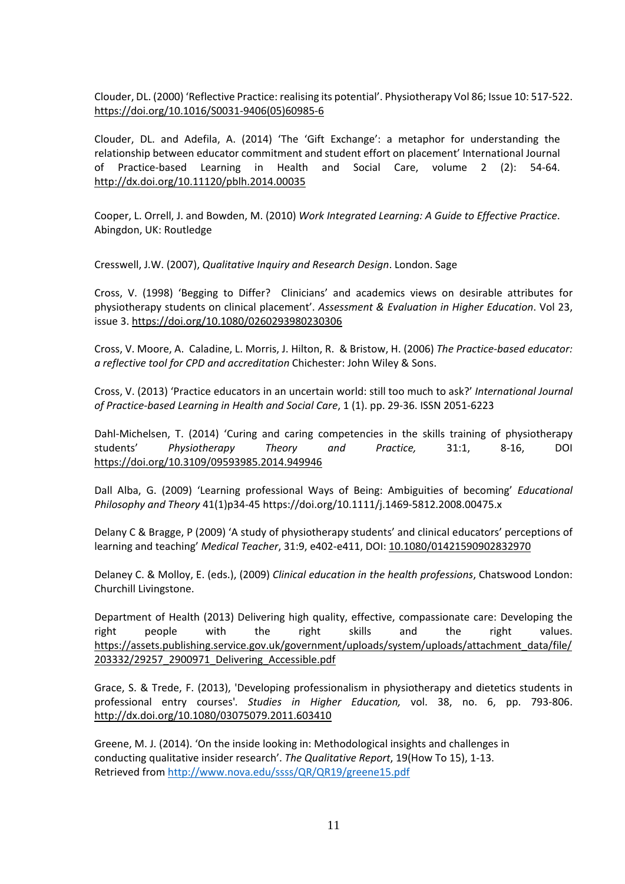Clouder, DL. (2000) 'Reflective Practice: realising its potential'. Physiotherapy Vol 86; Issue 10: 517-522. https://doi.org/10.1016/S0031-9406(05)60985-6

Clouder, DL. and Adefila, A. (2014) 'The 'Gift Exchange': a metaphor for understanding the relationship between educator commitment and student effort on placement' International Journal of Practice-based Learning in Health and Social Care, volume 2 (2): 54-64. http://dx.doi.org/10.11120/pblh.2014.00035

Cooper, L. Orrell, J. and Bowden, M. (2010) *Work Integrated Learning: A Guide to Effective Practice*. Abingdon, UK: Routledge

Cresswell, J.W. (2007), *Qualitative Inquiry and Research Design*. London. Sage

Cross, V. (1998) 'Begging to Differ? Clinicians' and academics views on desirable attributes for physiotherapy students on clinical placement'. *Assessment & Evaluation in Higher Education*. Vol 23, issue 3. https://doi.org/10.1080/0260293980230306

Cross, V. Moore, A. Caladine, L. Morris, J. Hilton, R. & Bristow, H. (2006) *The Practice-based educator: a reflective tool for CPD and accreditation* Chichester: John Wiley & Sons.

Cross, V. (2013) 'Practice educators in an uncertain world: still too much to ask?' *International Journal of Practice-based Learning in Health and Social Care*, 1 (1). pp. 29-36. ISSN 2051-6223

Dahl-Michelsen, T. (2014) 'Curing and caring competencies in the skills training of physiotherapy students' *Physiotherapy Theory and Practice,* 31:1, 8-16, DOI https://doi.org/10.3109/09593985.2014.949946

Dall Alba, G. (2009) 'Learning professional Ways of Being: Ambiguities of becoming' *Educational Philosophy and Theory* 41(1)p34-45 https://doi.org/10.1111/j.1469-5812.2008.00475.x

Delany C & Bragge, P (2009) 'A study of physiotherapy students' and clinical educators' perceptions of learning and teaching' *Medical Teacher*, 31:9, e402-e411, DOI: 10.1080/01421590902832970

Delaney C. & Molloy, E. (eds.), (2009) *Clinical education in the health professions*, Chatswood London: Churchill Livingstone.

Department of Health (2013) Delivering high quality, effective, compassionate care: Developing the right people with the right skills and the right values. https://assets.publishing.service.gov.uk/government/uploads/system/uploads/attachment_data/file/203332/29257_2900971_Delivering_Accessible.pdf

Grace, S. & Trede, F. (2013), 'Developing professionalism in physiotherapy and dietetics students in professional entry courses'. *Studies in Higher Education,* vol. 38, no. 6, pp. 793-806. http://dx.doi.org/10.1080/03075079.2011.603410

Greene, M. J. (2014). 'On the inside looking in: Methodological insights and challenges in conducting qualitative insider research'. *The Qualitative Report*, 19(How To 15), 1-13. Retrieved from http://www.nova.edu/ssss/QR/QR19/greene15.pdf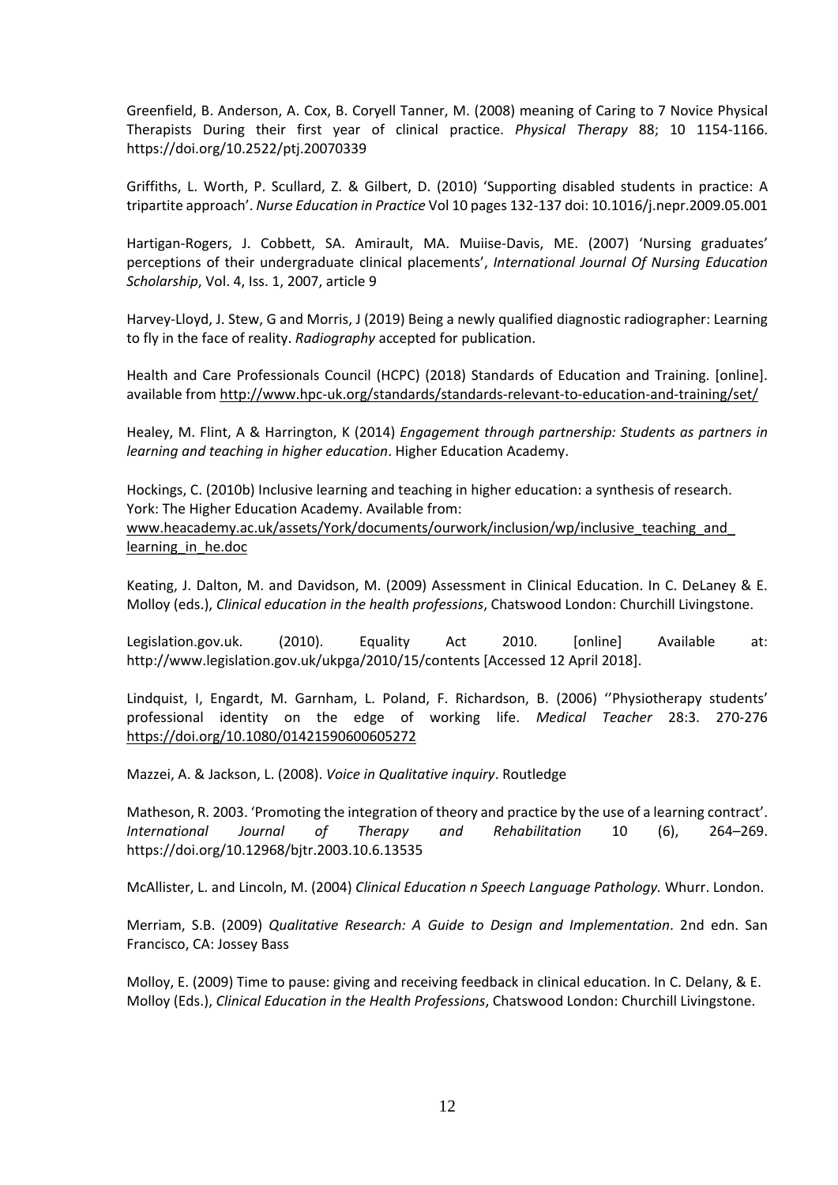Greenfield, B. Anderson, A. Cox, B. Coryell Tanner, M. (2008) meaning of Caring to 7 Novice Physical Therapists During their first year of clinical practice. *Physical Therapy* 88; 10 1154-1166. https://doi.org/10.2522/ptj.20070339

Griffiths, L. Worth, P. Scullard, Z. & Gilbert, D. (2010) 'Supporting disabled students in practice: A tripartite approach'. *Nurse Education in Practice* Vol 10 pages 132-137 doi: 10.1016/j.nepr.2009.05.001

Hartigan-Rogers, J. Cobbett, SA. Amirault, MA. Muiise-Davis, ME. (2007) 'Nursing graduates' perceptions of their undergraduate clinical placements', *International Journal Of Nursing Education Scholarship*, Vol. 4, Iss. 1, 2007, article 9

Harvey-Lloyd, J. Stew, G and Morris, J (2019) Being a newly qualified diagnostic radiographer: Learning to fly in the face of reality. *Radiography* accepted for publication.

Health and Care Professionals Council (HCPC) (2018) Standards of Education and Training. [online]. available from http://www.hpc-uk.org/standards/standards-relevant-to-education-and-training/set/

Healey, M. Flint, A & Harrington, K (2014) *Engagement through partnership: Students as partners in learning and teaching in higher education*. Higher Education Academy.

Hockings, C. (2010b) Inclusive learning and teaching in higher education: a synthesis of research. York: The Higher Education Academy. Available from: www.heacademy.ac.uk/assets/York/documents/ourwork/inclusion/wp/inclusive_teaching_and_learning_in_he.doc

Keating, J. Dalton, M. and Davidson, M. (2009) Assessment in Clinical Education. In C. DeLaney & E. Molloy (eds.), *Clinical education in the health professions*, Chatswood London: Churchill Livingstone.

Legislation.gov.uk. (2010). Equality Act 2010. [online] Available at: http://www.legislation.gov.uk/ukpga/2010/15/contents [Accessed 12 April 2018].

Lindquist, I, Engardt, M. Garnham, L. Poland, F. Richardson, B. (2006) ''Physiotherapy students' professional identity on the edge of working life. *Medical Teacher* 28:3. 270-276 https://doi.org/10.1080/01421590600605272

Mazzei, A. & Jackson, L. (2008). *Voice in Qualitative inquiry*. Routledge

Matheson, R. 2003. 'Promoting the integration of theory and practice by the use of a learning contract'. *International Journal of Therapy and Rehabilitation* 10 (6), 264–269. https://doi.org/10.12968/bjtr.2003.10.6.13535

McAllister, L. and Lincoln, M. (2004) *Clinical Education n Speech Language Pathology.* Whurr. London.

Merriam, S.B. (2009) *Qualitative Research: A Guide to Design and Implementation*. 2nd edn. San Francisco, CA: Jossey Bass

Molloy, E. (2009) Time to pause: giving and receiving feedback in clinical education. In C. Delany, & E. Molloy (Eds.), *Clinical Education in the Health Professions*, Chatswood London: Churchill Livingstone.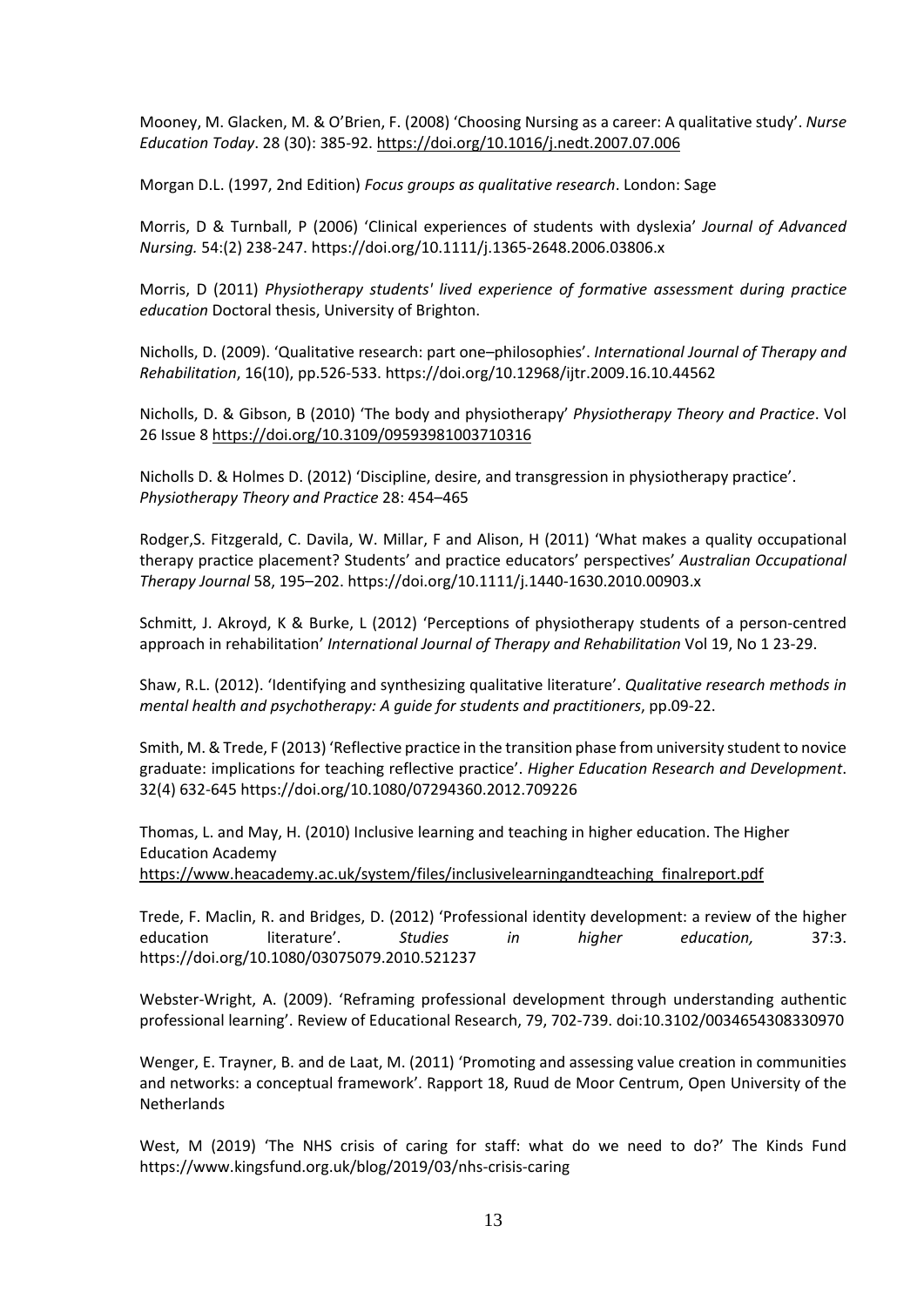Mooney, M. Glacken, M. & O'Brien, F. (2008) 'Choosing Nursing as a career: A qualitative study'. *Nurse Education Today*. 28 (30): 385-92. https://doi.org/10.1016/j.nedt.2007.07.006

Morgan D.L. (1997, 2nd Edition) *Focus groups as qualitative research*. London: Sage

Morris, D & Turnball, P (2006) 'Clinical experiences of students with dyslexia' *Journal of Advanced Nursing.* 54:(2) 238-247. https://doi.org/10.1111/j.1365-2648.2006.03806.x

Morris, D (2011) *Physiotherapy students' lived experience of formative assessment during practice education* Doctoral thesis, University of Brighton.

Nicholls, D. (2009). 'Qualitative research: part one–philosophies'. *International Journal of Therapy and Rehabilitation*, 16(10), pp.526-533. https://doi.org/10.12968/ijtr.2009.16.10.44562

Nicholls, D. & Gibson, B (2010) 'The body and physiotherapy' *Physiotherapy Theory and Practice*. Vol 26 Issue 8 https://doi.org/10.3109/09593981003710316

Nicholls D. & Holmes D. (2012) 'Discipline, desire, and transgression in physiotherapy practice'. *Physiotherapy Theory and Practice* 28: 454–465

Rodger,S. Fitzgerald, C. Davila, W. Millar, F and Alison, H (2011) 'What makes a quality occupational therapy practice placement? Students' and practice educators' perspectives' *Australian Occupational Therapy Journal* 58, 195–202. https://doi.org/10.1111/j.1440-1630.2010.00903.x

Schmitt, J. Akroyd, K & Burke, L (2012) 'Perceptions of physiotherapy students of a person-centred approach in rehabilitation' *International Journal of Therapy and Rehabilitation* Vol 19, No 1 23-29.

Shaw, R.L. (2012). 'Identifying and synthesizing qualitative literature'. *Qualitative research methods in mental health and psychotherapy: A guide for students and practitioners*, pp.09-22.

Smith, M. & Trede, F (2013) 'Reflective practice in the transition phase from university student to novice graduate: implications for teaching reflective practice'. *Higher Education Research and Development*. 32(4) 632-645 https://doi.org/10.1080/07294360.2012.709226

Thomas, L. and May, H. (2010) Inclusive learning and teaching in higher education. The Higher Education Academy https://www.heacademy.ac.uk/system/files/inclusivelearningandteaching_finalreport.pdf

Trede, F. Maclin, R. and Bridges, D. (2012) 'Professional identity development: a review of the higher education literature'. *Studies in higher education,* 37:3. https://doi.org/10.1080/03075079.2010.521237

Webster-Wright, A. (2009). 'Reframing professional development through understanding authentic professional learning'. Review of Educational Research, 79, 702-739. doi:10.3102/0034654308330970

Wenger, E. Trayner, B. and de Laat, M. (2011) 'Promoting and assessing value creation in communities and networks: a conceptual framework'. Rapport 18, Ruud de Moor Centrum, Open University of the Netherlands

West, M (2019) 'The NHS crisis of caring for staff: what do we need to do?' The Kinds Fund https://www.kingsfund.org.uk/blog/2019/03/nhs-crisis-caring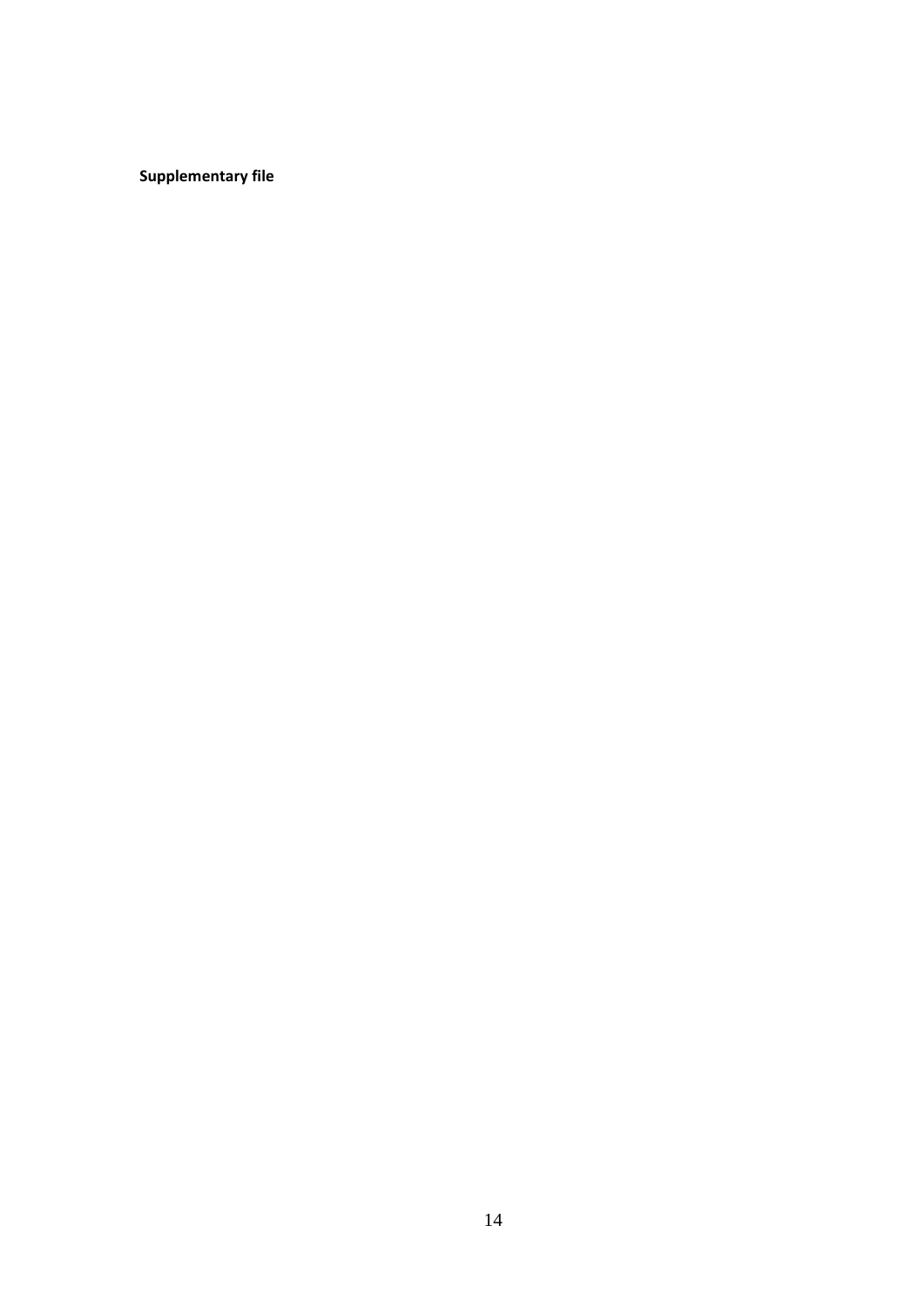**Supplementary file**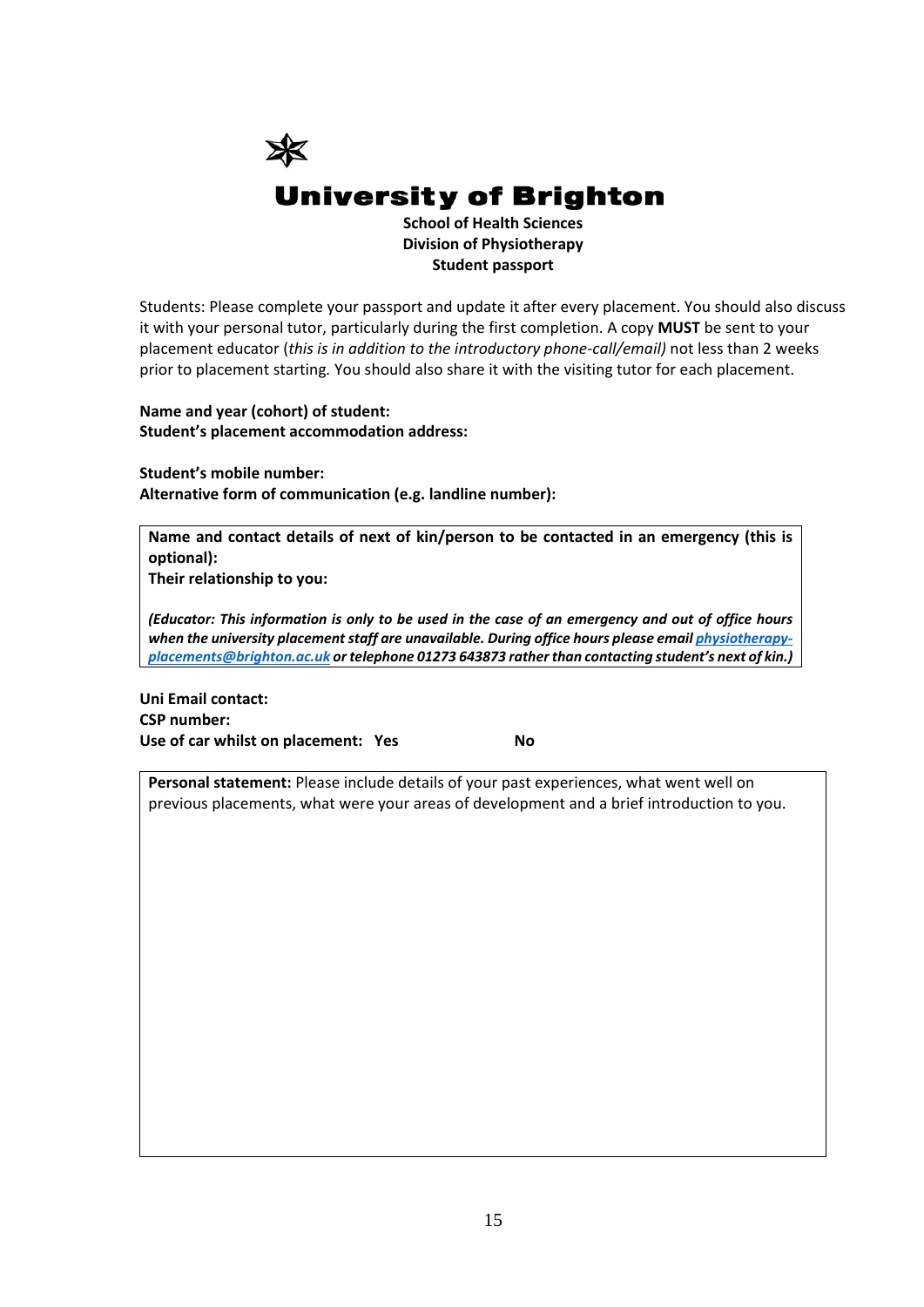# University of Brighton

**School of Health Sciences**
**Division of Physiotherapy**
**Student passport**

Students: Please complete your passport and update it after every placement. You should also discuss it with your personal tutor, particularly during the first completion. A copy **MUST** be sent to your placement educator (*this is in addition to the introductory phone-call/email)* not less than 2 weeks prior to placement starting. You should also share it with the visiting tutor for each placement.

**Name and year (cohort) of student:**
**Student's placement accommodation address:**

**Student's mobile number:**
**Alternative form of communication (e.g. landline number):**

| **Name and contact details of next of kin/person to be contacted in an emergency (this is optional):**<br>**Their relationship to you:**<br><br>***(Educator: This information is only to be used in the case of an emergency and out of office hours when the university placement staff are unavailable. During office hours please email physiotherapy-placements@brighton.ac.uk or telephone 01273 643873 rather than contacting student's next of kin.)*** |
|---|

**Uni Email contact:**
**CSP number:**
**Use of car whilst on placement: Yes No**

| **Personal statement:** Please include details of your past experiences, what went well on previous placements, what were your areas of development and a brief introduction to you. |
|---|
| |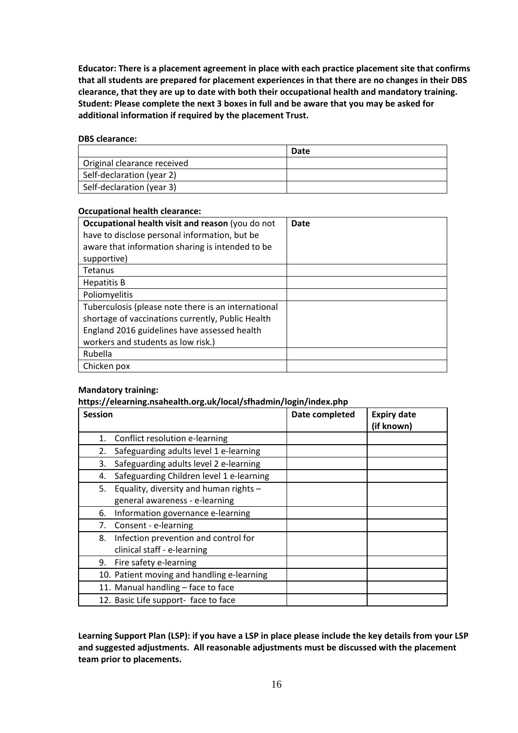**Educator: There is a placement agreement in place with each practice placement site that confirms that all students are prepared for placement experiences in that there are no changes in their DBS clearance, that they are up to date with both their occupational health and mandatory training. Student: Please complete the next 3 boxes in full and be aware that you may be asked for additional information if required by the placement Trust.**

**DBS clearance:**

| | **Date** |
|---|---|
| Original clearance received | |
| Self-declaration (year 2) | |
| Self-declaration (year 3) | |

**Occupational health clearance:**

| **Occupational health visit and reason** (you do not have to disclose personal information, but be aware that information sharing is intended to be supportive) | **Date** |
|---|---|
| Tetanus | |
| Hepatitis B | |
| Poliomyelitis | |
| Tuberculosis (please note there is an international shortage of vaccinations currently, Public Health England 2016 guidelines have assessed health workers and students as low risk.) | |
| Rubella | |
| Chicken pox | |

**Mandatory training:**
**https://elearning.nsahealth.org.uk/local/sfhadmin/login/index.php**

| **Session** | **Date completed** | **Expiry date (if known)** |
|---|---|---|
| 1. Conflict resolution e-learning | | |
| 2. Safeguarding adults level 1 e-learning | | |
| 3. Safeguarding adults level 2 e-learning | | |
| 4. Safeguarding Children level 1 e-learning | | |
| 5. Equality, diversity and human rights – general awareness - e-learning | | |
| 6. Information governance e-learning | | |
| 7. Consent - e-learning | | |
| 8. Infection prevention and control for clinical staff - e-learning | | |
| 9. Fire safety e-learning | | |
| 10. Patient moving and handling e-learning | | |
| 11. Manual handling – face to face | | |
| 12. Basic Life support- face to face | | |

**Learning Support Plan (LSP): if you have a LSP in place please include the key details from your LSP and suggested adjustments. All reasonable adjustments must be discussed with the placement team prior to placements.**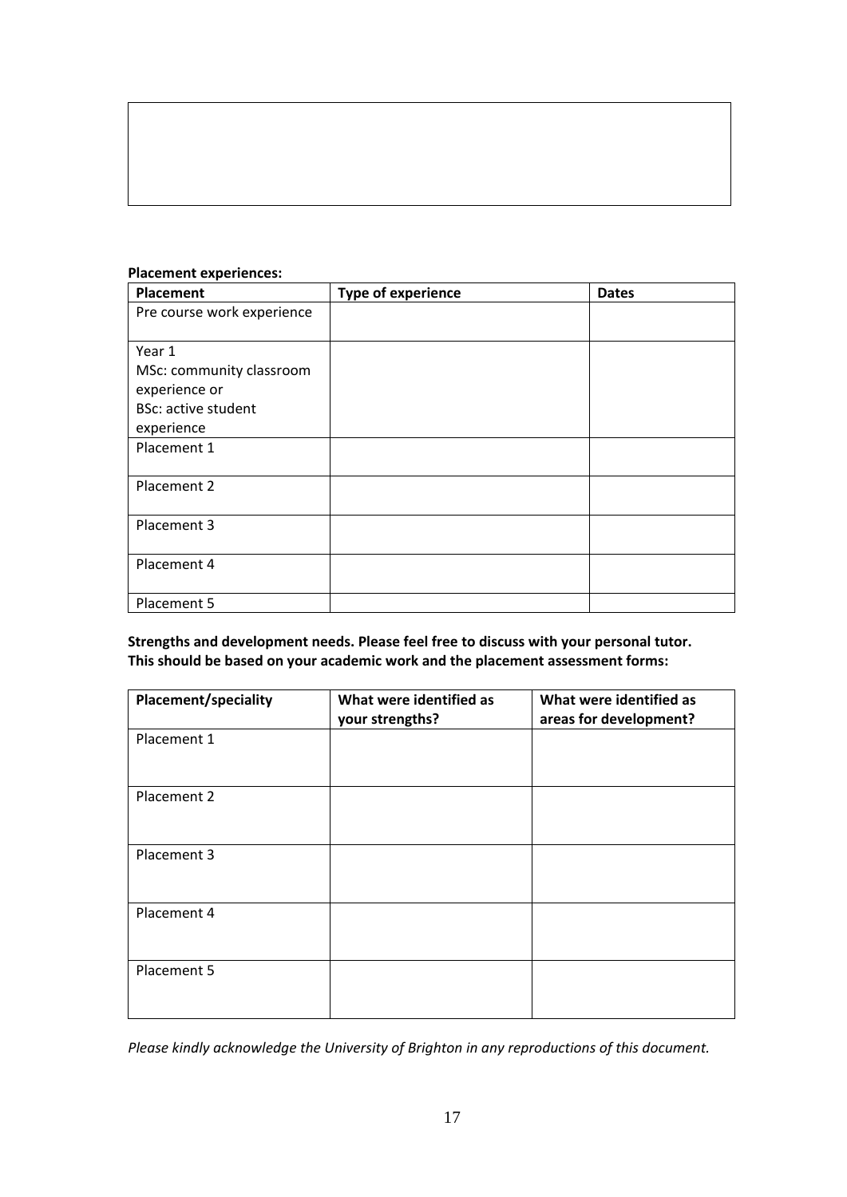**Placement experiences:**

| Placement | Type of experience | Dates |
|---|---|---|
| Pre course work experience | | |
| Year 1<br>MSc: community classroom experience or<br>BSc: active student experience | | |
| Placement 1 | | |
| Placement 2 | | |
| Placement 3 | | |
| Placement 4 | | |
| Placement 5 | | |

**Strengths and development needs. Please feel free to discuss with your personal tutor. This should be based on your academic work and the placement assessment forms:**

| Placement/speciality | What were identified as your strengths? | What were identified as areas for development? |
|---|---|---|
| Placement 1 | | |
| Placement 2 | | |
| Placement 3 | | |
| Placement 4 | | |
| Placement 5 | | |

*Please kindly acknowledge the University of Brighton in any reproductions of this document.*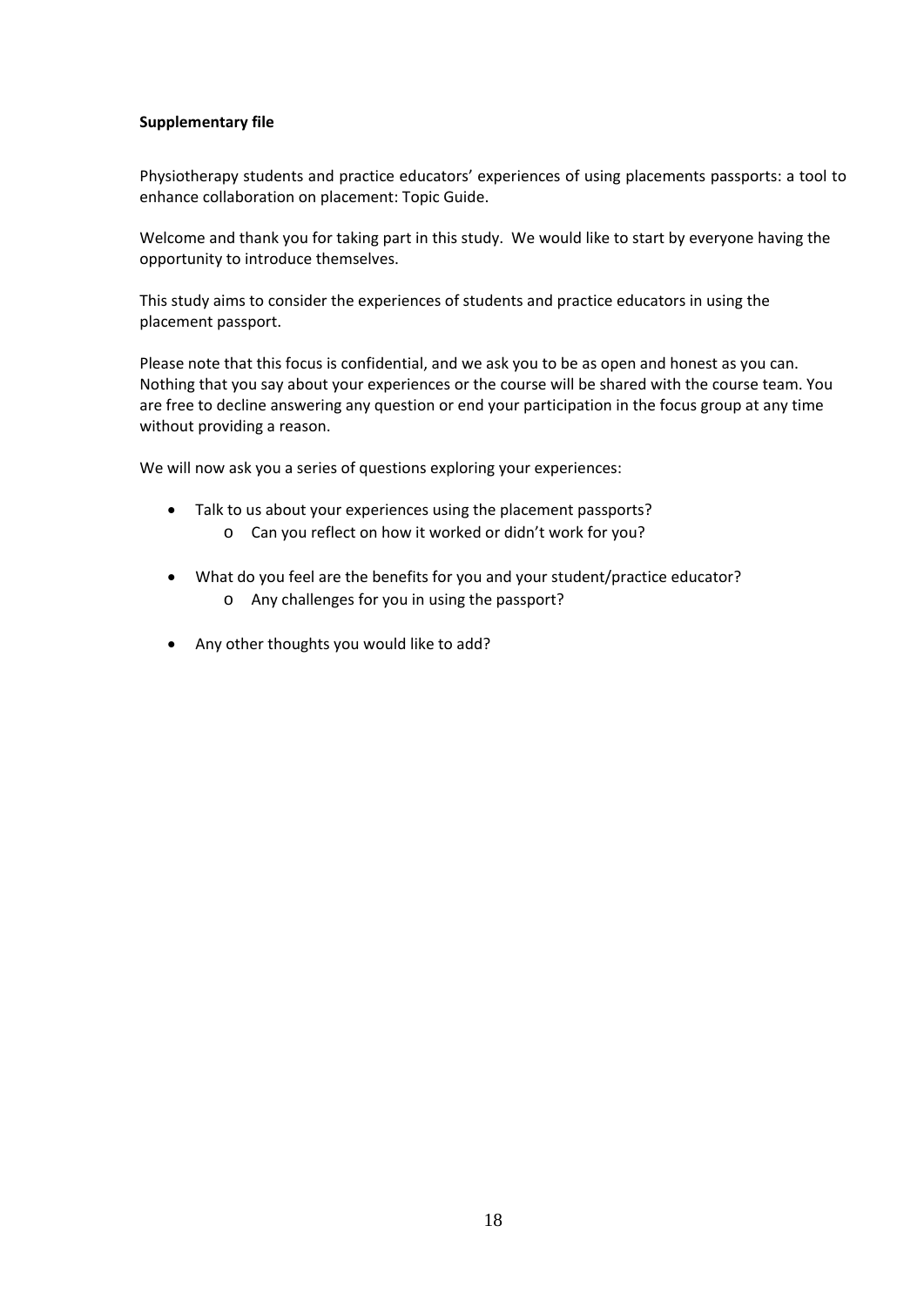**Supplementary file**

Physiotherapy students and practice educators' experiences of using placements passports: a tool to enhance collaboration on placement: Topic Guide.

Welcome and thank you for taking part in this study. We would like to start by everyone having the opportunity to introduce themselves.

This study aims to consider the experiences of students and practice educators in using the placement passport.

Please note that this focus is confidential, and we ask you to be as open and honest as you can. Nothing that you say about your experiences or the course will be shared with the course team. You are free to decline answering any question or end your participation in the focus group at any time without providing a reason.

We will now ask you a series of questions exploring your experiences:

- Talk to us about your experiences using the placement passports?
    - Can you reflect on how it worked or didn't work for you?
- What do you feel are the benefits for you and your student/practice educator?
    - Any challenges for you in using the passport?
- Any other thoughts you would like to add?